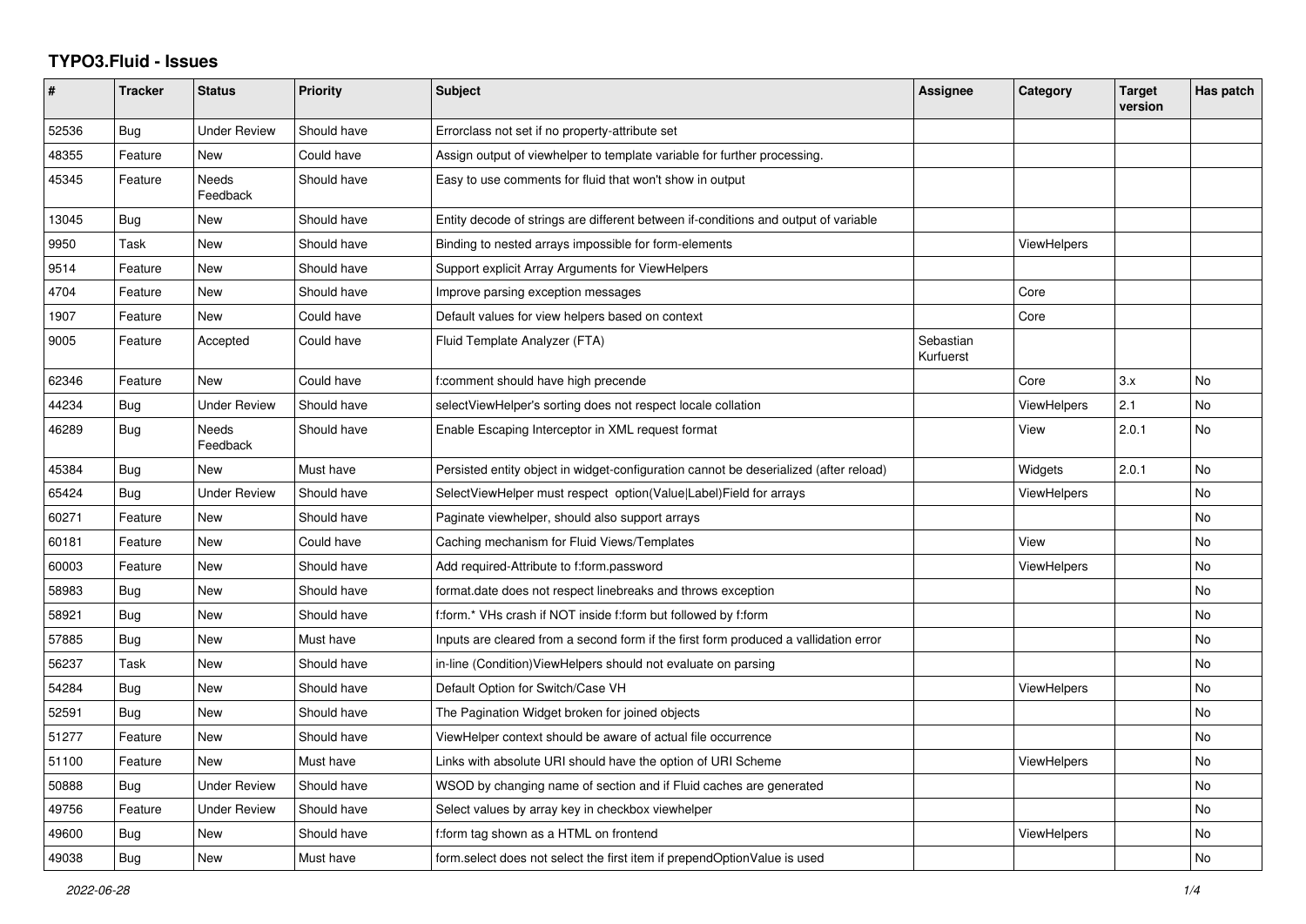# TYPO3.Fluid - Issues

| # | Tracker | Status | Priority | Subject | Assignee | Category | Target version | Has patch |
|---|---|---|---|---|---|---|---|---|
| 52536 | Bug | Under Review | Should have | Errorclass not set if no property-attribute set | | | | |
| 48355 | Feature | New | Could have | Assign output of viewhelper to template variable for further processing. | | | | |
| 45345 | Feature | Needs Feedback | Should have | Easy to use comments for fluid that won't show in output | | | | |
| 13045 | Bug | New | Should have | Entity decode of strings are different between if-conditions and output of variable | | | | |
| 9950 | Task | New | Should have | Binding to nested arrays impossible for form-elements | | ViewHelpers | | |
| 9514 | Feature | New | Should have | Support explicit Array Arguments for ViewHelpers | | | | |
| 4704 | Feature | New | Should have | Improve parsing exception messages | | Core | | |
| 1907 | Feature | New | Could have | Default values for view helpers based on context | | Core | | |
| 9005 | Feature | Accepted | Could have | Fluid Template Analyzer (FTA) | Sebastian Kurfuerst | | | |
| 62346 | Feature | New | Could have | f:comment should have high precende | | Core | 3.x | No |
| 44234 | Bug | Under Review | Should have | selectViewHelper's sorting does not respect locale collation | | ViewHelpers | 2.1 | No |
| 46289 | Bug | Needs Feedback | Should have | Enable Escaping Interceptor in XML request format | | View | 2.0.1 | No |
| 45384 | Bug | New | Must have | Persisted entity object in widget-configuration cannot be deserialized (after reload) | | Widgets | 2.0.1 | No |
| 65424 | Bug | Under Review | Should have | SelectViewHelper must respect option(Value\|Label)Field for arrays | | ViewHelpers | | No |
| 60271 | Feature | New | Should have | Paginate viewhelper, should also support arrays | | | | No |
| 60181 | Feature | New | Could have | Caching mechanism for Fluid Views/Templates | | View | | No |
| 60003 | Feature | New | Should have | Add required-Attribute to f:form.password | | ViewHelpers | | No |
| 58983 | Bug | New | Should have | format.date does not respect linebreaks and throws exception | | | | No |
| 58921 | Bug | New | Should have | f:form.* VHs crash if NOT inside f:form but followed by f:form | | | | No |
| 57885 | Bug | New | Must have | Inputs are cleared from a second form if the first form produced a vallidation error | | | | No |
| 56237 | Task | New | Should have | in-line (Condition)ViewHelpers should not evaluate on parsing | | | | No |
| 54284 | Bug | New | Should have | Default Option for Switch/Case VH | | ViewHelpers | | No |
| 52591 | Bug | New | Should have | The Pagination Widget broken for joined objects | | | | No |
| 51277 | Feature | New | Should have | ViewHelper context should be aware of actual file occurrence | | | | No |
| 51100 | Feature | New | Must have | Links with absolute URI should have the option of URI Scheme | | ViewHelpers | | No |
| 50888 | Bug | Under Review | Should have | WSOD by changing name of section and if Fluid caches are generated | | | | No |
| 49756 | Feature | Under Review | Should have | Select values by array key in checkbox viewhelper | | | | No |
| 49600 | Bug | New | Should have | f:form tag shown as a HTML on frontend | | ViewHelpers | | No |
| 49038 | Bug | New | Must have | form.select does not select the first item if prependOptionValue is used | | | | No |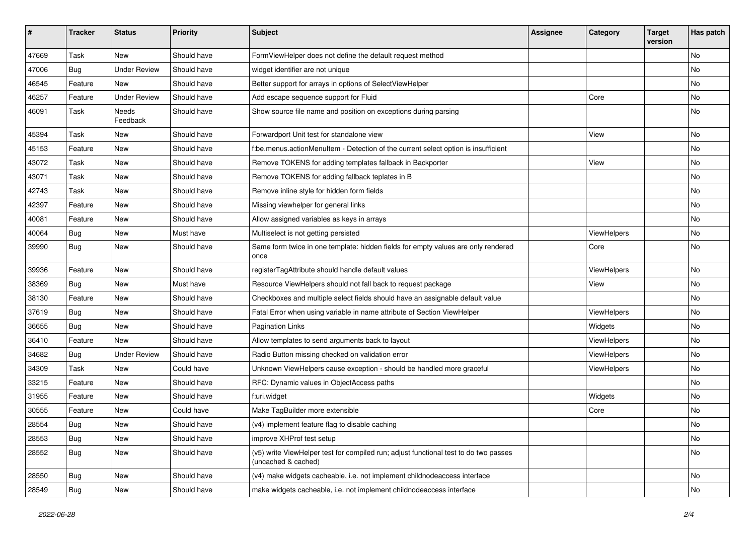| # | Tracker | Status | Priority | Subject | Assignee | Category | Target version | Has patch |
|---|---|---|---|---|---|---|---|---|
| 47669 | Task | New | Should have | FormViewHelper does not define the default request method | | | | No |
| 47006 | Bug | Under Review | Should have | widget identifier are not unique | | | | No |
| 46545 | Feature | New | Should have | Better support for arrays in options of SelectViewHelper | | | | No |
| 46257 | Feature | Under Review | Should have | Add escape sequence support for Fluid | | Core | | No |
| 46091 | Task | Needs Feedback | Should have | Show source file name and position on exceptions during parsing | | | | No |
| 45394 | Task | New | Should have | Forwardport Unit test for standalone view | | View | | No |
| 45153 | Feature | New | Should have | f:be.menus.actionMenuItem - Detection of the current select option is insufficient | | | | No |
| 43072 | Task | New | Should have | Remove TOKENS for adding templates fallback in Backporter | | View | | No |
| 43071 | Task | New | Should have | Remove TOKENS for adding fallback teplates in B | | | | No |
| 42743 | Task | New | Should have | Remove inline style for hidden form fields | | | | No |
| 42397 | Feature | New | Should have | Missing viewhelper for general links | | | | No |
| 40081 | Feature | New | Should have | Allow assigned variables as keys in arrays | | | | No |
| 40064 | Bug | New | Must have | Multiselect is not getting persisted | | ViewHelpers | | No |
| 39990 | Bug | New | Should have | Same form twice in one template: hidden fields for empty values are only rendered once | | Core | | No |
| 39936 | Feature | New | Should have | registerTagAttribute should handle default values | | ViewHelpers | | No |
| 38369 | Bug | New | Must have | Resource ViewHelpers should not fall back to request package | | View | | No |
| 38130 | Feature | New | Should have | Checkboxes and multiple select fields should have an assignable default value | | | | No |
| 37619 | Bug | New | Should have | Fatal Error when using variable in name attribute of Section ViewHelper | | ViewHelpers | | No |
| 36655 | Bug | New | Should have | Pagination Links | | Widgets | | No |
| 36410 | Feature | New | Should have | Allow templates to send arguments back to layout | | ViewHelpers | | No |
| 34682 | Bug | Under Review | Should have | Radio Button missing checked on validation error | | ViewHelpers | | No |
| 34309 | Task | New | Could have | Unknown ViewHelpers cause exception - should be handled more graceful | | ViewHelpers | | No |
| 33215 | Feature | New | Should have | RFC: Dynamic values in ObjectAccess paths | | | | No |
| 31955 | Feature | New | Should have | f:uri.widget | | Widgets | | No |
| 30555 | Feature | New | Could have | Make TagBuilder more extensible | | Core | | No |
| 28554 | Bug | New | Should have | (v4) implement feature flag to disable caching | | | | No |
| 28553 | Bug | New | Should have | improve XHProf test setup | | | | No |
| 28552 | Bug | New | Should have | (v5) write ViewHelper test for compiled run; adjust functional test to do two passes (uncached & cached) | | | | No |
| 28550 | Bug | New | Should have | (v4) make widgets cacheable, i.e. not implement childnodeaccess interface | | | | No |
| 28549 | Bug | New | Should have | make widgets cacheable, i.e. not implement childnodeaccess interface | | | | No |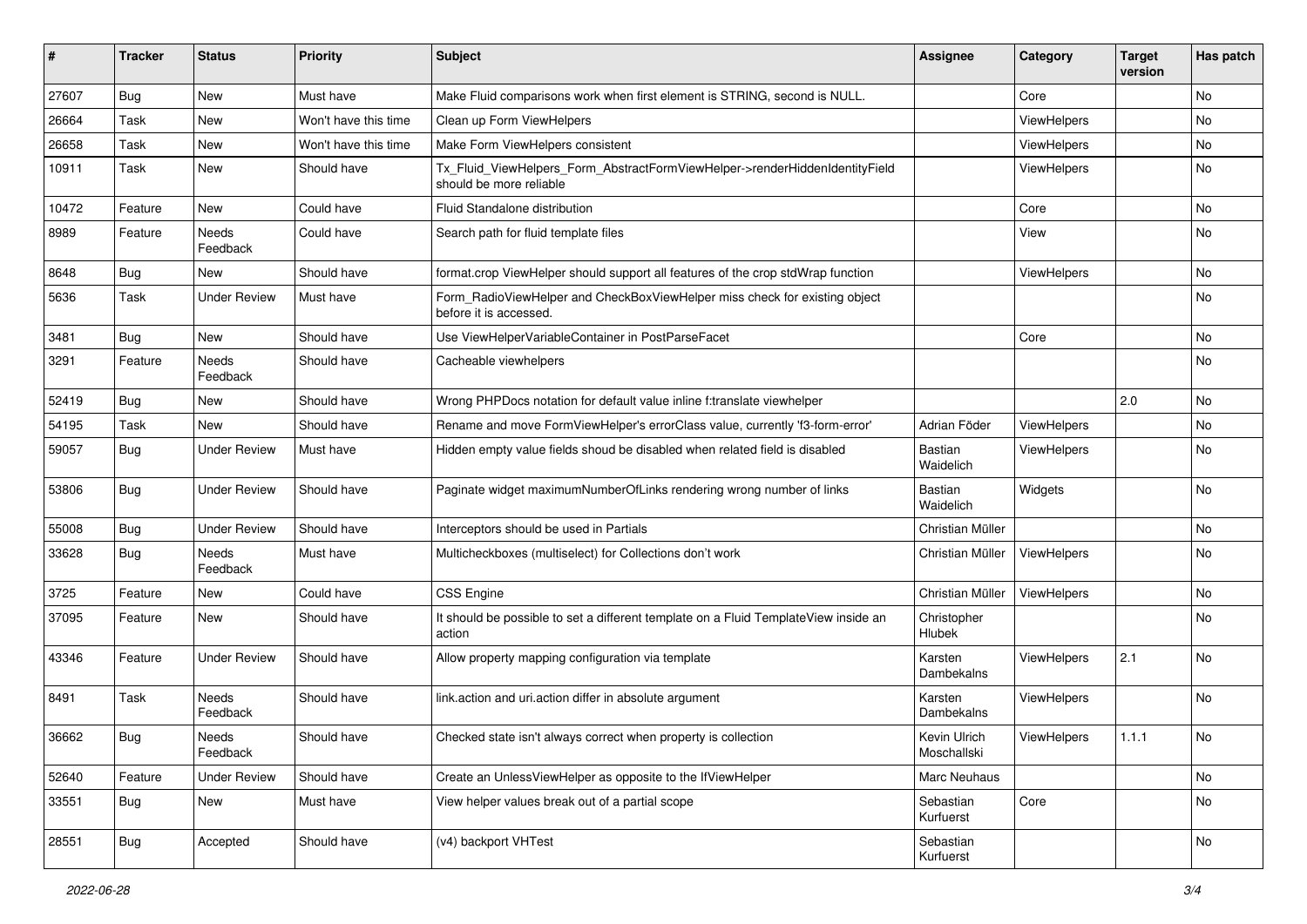| # | Tracker | Status | Priority | Subject | Assignee | Category | Target version | Has patch |
|---|---|---|---|---|---|---|---|---|
| 27607 | Bug | New | Must have | Make Fluid comparisons work when first element is STRING, second is NULL. | | Core | | No |
| 26664 | Task | New | Won't have this time | Clean up Form ViewHelpers | | ViewHelpers | | No |
| 26658 | Task | New | Won't have this time | Make Form ViewHelpers consistent | | ViewHelpers | | No |
| 10911 | Task | New | Should have | Tx_Fluid_ViewHelpers_Form_AbstractFormViewHelper->renderHiddenIdentityField should be more reliable | | ViewHelpers | | No |
| 10472 | Feature | New | Could have | Fluid Standalone distribution | | Core | | No |
| 8989 | Feature | Needs Feedback | Could have | Search path for fluid template files | | View | | No |
| 8648 | Bug | New | Should have | format.crop ViewHelper should support all features of the crop stdWrap function | | ViewHelpers | | No |
| 5636 | Task | Under Review | Must have | Form_RadioViewHelper and CheckBoxViewHelper miss check for existing object before it is accessed. | | | | No |
| 3481 | Bug | New | Should have | Use ViewHelperVariableContainer in PostParseFacet | | Core | | No |
| 3291 | Feature | Needs Feedback | Should have | Cacheable viewhelpers | | | | No |
| 52419 | Bug | New | Should have | Wrong PHPDocs notation for default value inline f:translate viewhelper | | | 2.0 | No |
| 54195 | Task | New | Should have | Rename and move FormViewHelper's errorClass value, currently 'f3-form-error' | Adrian Föder | ViewHelpers | | No |
| 59057 | Bug | Under Review | Must have | Hidden empty value fields shoud be disabled when related field is disabled | Bastian Waidelich | ViewHelpers | | No |
| 53806 | Bug | Under Review | Should have | Paginate widget maximumNumberOfLinks rendering wrong number of links | Bastian Waidelich | Widgets | | No |
| 55008 | Bug | Under Review | Should have | Interceptors should be used in Partials | Christian Müller | | | No |
| 33628 | Bug | Needs Feedback | Must have | Multicheckboxes (multiselect) for Collections don't work | Christian Müller | ViewHelpers | | No |
| 3725 | Feature | New | Could have | CSS Engine | Christian Müller | ViewHelpers | | No |
| 37095 | Feature | New | Should have | It should be possible to set a different template on a Fluid TemplateView inside an action | Christopher Hlubek | | | No |
| 43346 | Feature | Under Review | Should have | Allow property mapping configuration via template | Karsten Dambekalns | ViewHelpers | 2.1 | No |
| 8491 | Task | Needs Feedback | Should have | link.action and uri.action differ in absolute argument | Karsten Dambekalns | ViewHelpers | | No |
| 36662 | Bug | Needs Feedback | Should have | Checked state isn't always correct when property is collection | Kevin Ulrich Moschallski | ViewHelpers | 1.1.1 | No |
| 52640 | Feature | Under Review | Should have | Create an UnlessViewHelper as opposite to the IfViewHelper | Marc Neuhaus | | | No |
| 33551 | Bug | New | Must have | View helper values break out of a partial scope | Sebastian Kurfuerst | Core | | No |
| 28551 | Bug | Accepted | Should have | (v4) backport VHTest | Sebastian Kurfuerst | | | No |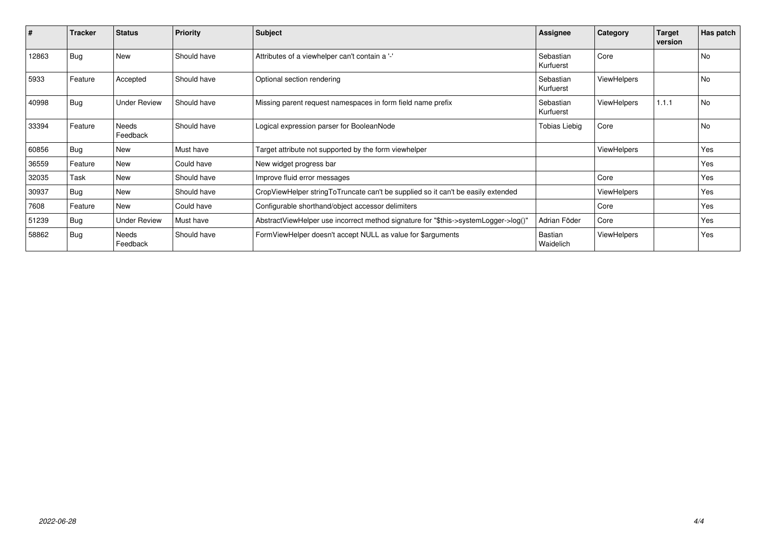| # | Tracker | Status | Priority | Subject | Assignee | Category | Target version | Has patch |
|---|---|---|---|---|---|---|---|---|
| 12863 | Bug | New | Should have | Attributes of a viewhelper can't contain a '-' | Sebastian Kurfuerst | Core | | No |
| 5933 | Feature | Accepted | Should have | Optional section rendering | Sebastian Kurfuerst | ViewHelpers | | No |
| 40998 | Bug | Under Review | Should have | Missing parent request namespaces in form field name prefix | Sebastian Kurfuerst | ViewHelpers | 1.1.1 | No |
| 33394 | Feature | Needs Feedback | Should have | Logical expression parser for BooleanNode | Tobias Liebig | Core | | No |
| 60856 | Bug | New | Must have | Target attribute not supported by the form viewhelper | | ViewHelpers | | Yes |
| 36559 | Feature | New | Could have | New widget progress bar | | | | Yes |
| 32035 | Task | New | Should have | Improve fluid error messages | | Core | | Yes |
| 30937 | Bug | New | Should have | CropViewHelper stringToTruncate can't be supplied so it can't be easily extended | | ViewHelpers | | Yes |
| 7608 | Feature | New | Could have | Configurable shorthand/object accessor delimiters | | Core | | Yes |
| 51239 | Bug | Under Review | Must have | AbstractViewHelper use incorrect method signature for "$this->systemLogger->log()" | Adrian Föder | Core | | Yes |
| 58862 | Bug | Needs Feedback | Should have | FormViewHelper doesn't accept NULL as value for $arguments | Bastian Waidelich | ViewHelpers | | Yes |

*2022-06-28*